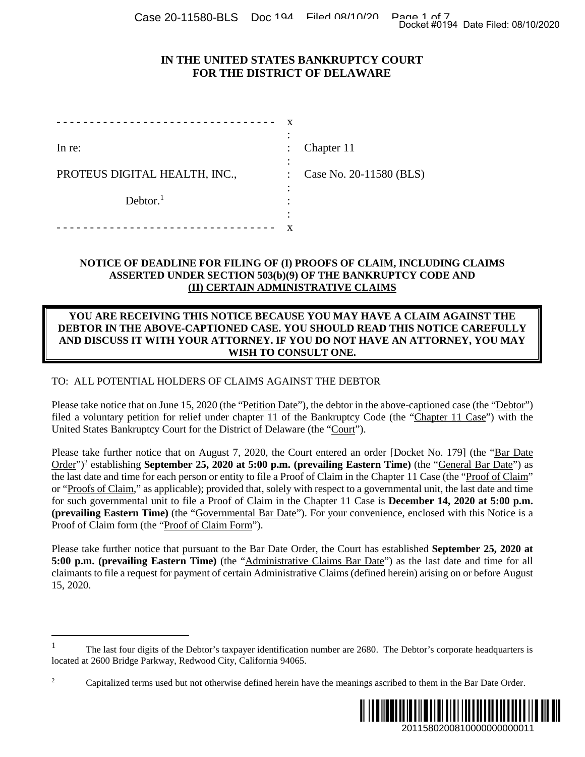# IN THE UNITED STATES BANKRUPTCY COURT FOR THE DISTRICT OF DELAWARE

| | | |
|---|---|---|
| In re: | : | Chapter 11 |
| PROTEUS DIGITAL HEALTH, INC., | : | Case No. 20-11580 (BLS) |
| Debtor.[1] | : | |

## NOTICE OF DEADLINE FOR FILING OF (I) PROOFS OF CLAIM, INCLUDING CLAIMS ASSERTED UNDER SECTION 503(b)(9) OF THE BANKRUPTCY CODE AND (II) CERTAIN ADMINISTRATIVE CLAIMS

**YOU ARE RECEIVING THIS NOTICE BECAUSE YOU MAY HAVE A CLAIM AGAINST THE DEBTOR IN THE ABOVE-CAPTIONED CASE. YOU SHOULD READ THIS NOTICE CAREFULLY AND DISCUSS IT WITH YOUR ATTORNEY. IF YOU DO NOT HAVE AN ATTORNEY, YOU MAY WISH TO CONSULT ONE.**

TO: ALL POTENTIAL HOLDERS OF CLAIMS AGAINST THE DEBTOR

Please take notice that on June 15, 2020 (the "Petition Date"), the debtor in the above-captioned case (the "Debtor") filed a voluntary petition for relief under chapter 11 of the Bankruptcy Code (the "Chapter 11 Case") with the United States Bankruptcy Court for the District of Delaware (the "Court").

Please take further notice that on August 7, 2020, the Court entered an order [Docket No. 179] (the "Bar Date Order")[2] establishing **September 25, 2020 at 5:00 p.m. (prevailing Eastern Time)** (the "General Bar Date") as the last date and time for each person or entity to file a Proof of Claim in the Chapter 11 Case (the "Proof of Claim" or "Proofs of Claim," as applicable); provided that, solely with respect to a governmental unit, the last date and time for such governmental unit to file a Proof of Claim in the Chapter 11 Case is **December 14, 2020 at 5:00 p.m. (prevailing Eastern Time)** (the "Governmental Bar Date"). For your convenience, enclosed with this Notice is a Proof of Claim form (the "Proof of Claim Form").

Please take further notice that pursuant to the Bar Date Order, the Court has established **September 25, 2020 at 5:00 p.m. (prevailing Eastern Time)** (the "Administrative Claims Bar Date") as the last date and time for all claimants to file a request for payment of certain Administrative Claims (defined herein) arising on or before August 15, 2020.

---

[1] The last four digits of the Debtor's taxpayer identification number are 2680. The Debtor's corporate headquarters is located at 2600 Bridge Parkway, Redwood City, California 94065.

[2] Capitalized terms used but not otherwise defined herein have the meanings ascribed to them in the Bar Date Order.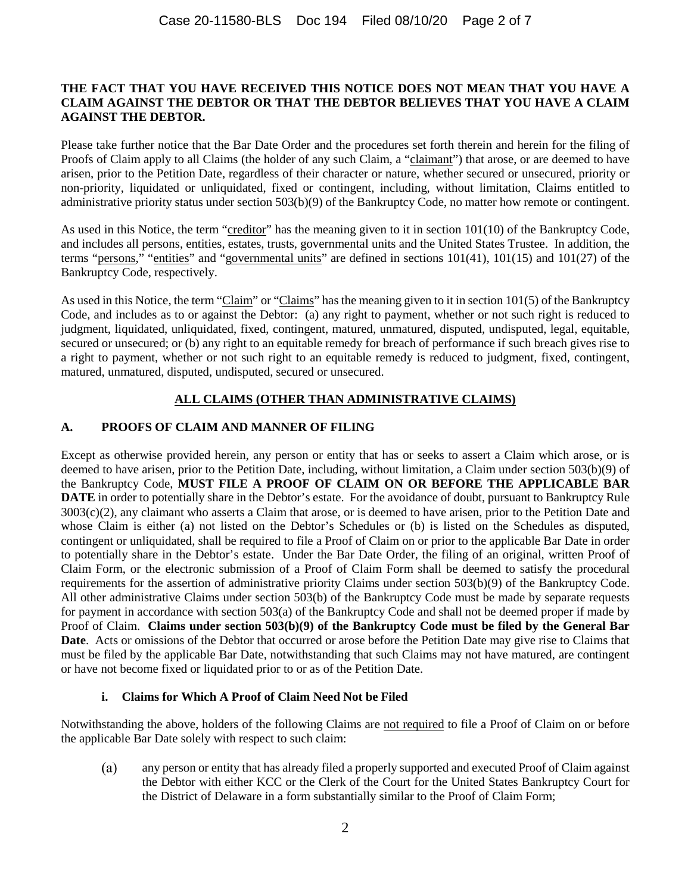**THE FACT THAT YOU HAVE RECEIVED THIS NOTICE DOES NOT MEAN THAT YOU HAVE A CLAIM AGAINST THE DEBTOR OR THAT THE DEBTOR BELIEVES THAT YOU HAVE A CLAIM AGAINST THE DEBTOR.**

Please take further notice that the Bar Date Order and the procedures set forth therein and herein for the filing of Proofs of Claim apply to all Claims (the holder of any such Claim, a "claimant") that arose, or are deemed to have arisen, prior to the Petition Date, regardless of their character or nature, whether secured or unsecured, priority or non-priority, liquidated or unliquidated, fixed or contingent, including, without limitation, Claims entitled to administrative priority status under section 503(b)(9) of the Bankruptcy Code, no matter how remote or contingent.

As used in this Notice, the term "creditor" has the meaning given to it in section 101(10) of the Bankruptcy Code, and includes all persons, entities, estates, trusts, governmental units and the United States Trustee. In addition, the terms "persons," "entities" and "governmental units" are defined in sections 101(41), 101(15) and 101(27) of the Bankruptcy Code, respectively.

As used in this Notice, the term "Claim" or "Claims" has the meaning given to it in section 101(5) of the Bankruptcy Code, and includes as to or against the Debtor: (a) any right to payment, whether or not such right is reduced to judgment, liquidated, unliquidated, fixed, contingent, matured, unmatured, disputed, undisputed, legal, equitable, secured or unsecured; or (b) any right to an equitable remedy for breach of performance if such breach gives rise to a right to payment, whether or not such right to an equitable remedy is reduced to judgment, fixed, contingent, matured, unmatured, disputed, undisputed, secured or unsecured.

## ALL CLAIMS (OTHER THAN ADMINISTRATIVE CLAIMS)

### A. PROOFS OF CLAIM AND MANNER OF FILING

Except as otherwise provided herein, any person or entity that has or seeks to assert a Claim which arose, or is deemed to have arisen, prior to the Petition Date, including, without limitation, a Claim under section 503(b)(9) of the Bankruptcy Code, **MUST FILE A PROOF OF CLAIM ON OR BEFORE THE APPLICABLE BAR DATE** in order to potentially share in the Debtor's estate. For the avoidance of doubt, pursuant to Bankruptcy Rule 3003(c)(2), any claimant who asserts a Claim that arose, or is deemed to have arisen, prior to the Petition Date and whose Claim is either (a) not listed on the Debtor's Schedules or (b) is listed on the Schedules as disputed, contingent or unliquidated, shall be required to file a Proof of Claim on or prior to the applicable Bar Date in order to potentially share in the Debtor's estate. Under the Bar Date Order, the filing of an original, written Proof of Claim Form, or the electronic submission of a Proof of Claim Form shall be deemed to satisfy the procedural requirements for the assertion of administrative priority Claims under section 503(b)(9) of the Bankruptcy Code. All other administrative Claims under section 503(b) of the Bankruptcy Code must be made by separate requests for payment in accordance with section 503(a) of the Bankruptcy Code and shall not be deemed proper if made by Proof of Claim. **Claims under section 503(b)(9) of the Bankruptcy Code must be filed by the General Bar Date**. Acts or omissions of the Debtor that occurred or arose before the Petition Date may give rise to Claims that must be filed by the applicable Bar Date, notwithstanding that such Claims may not have matured, are contingent or have not become fixed or liquidated prior to or as of the Petition Date.

#### i. Claims for Which A Proof of Claim Need Not be Filed

Notwithstanding the above, holders of the following Claims are not required to file a Proof of Claim on or before the applicable Bar Date solely with respect to such claim:

(a) any person or entity that has already filed a properly supported and executed Proof of Claim against the Debtor with either KCC or the Clerk of the Court for the United States Bankruptcy Court for the District of Delaware in a form substantially similar to the Proof of Claim Form;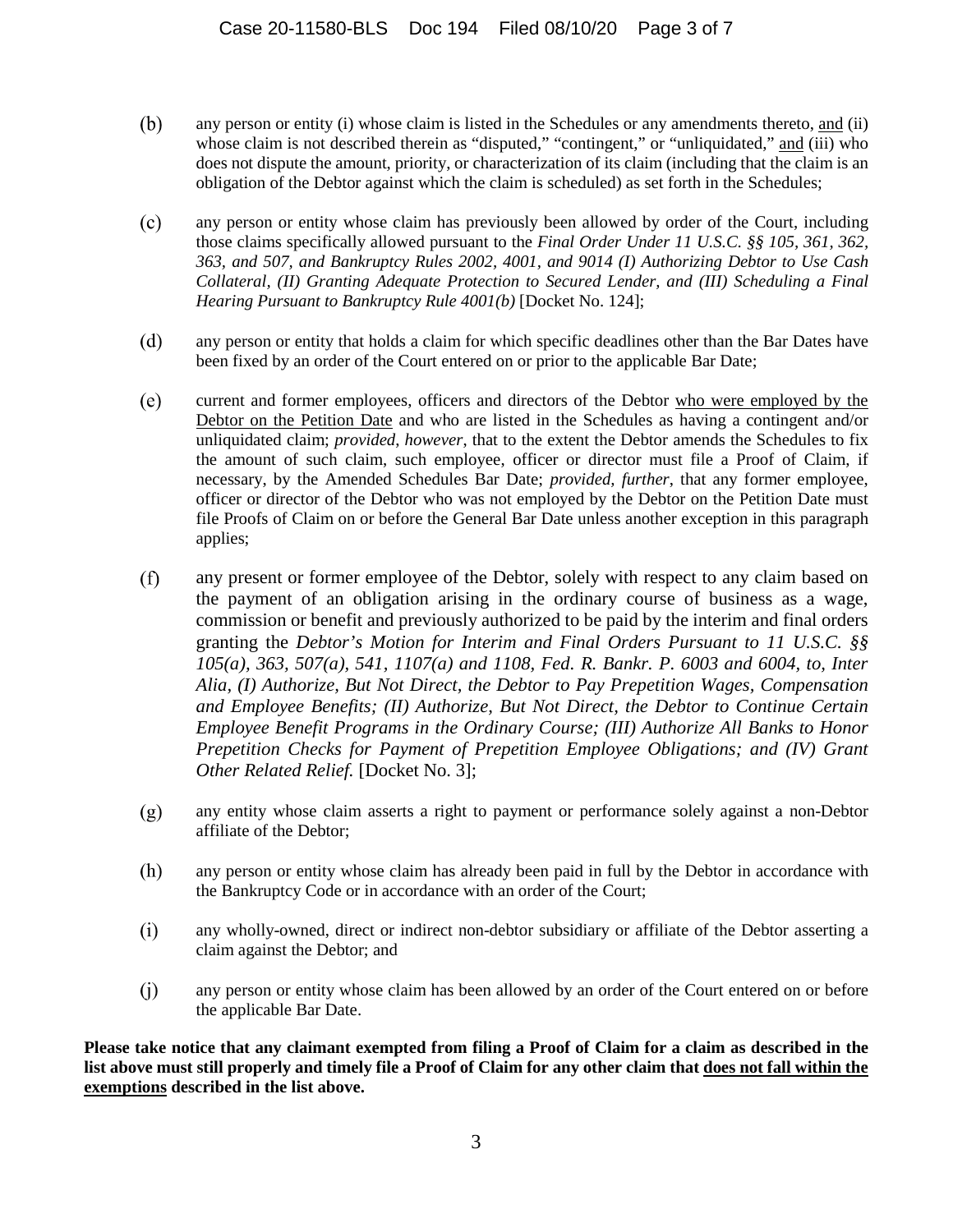(b) any person or entity (i) whose claim is listed in the Schedules or any amendments thereto, and (ii) whose claim is not described therein as "disputed," "contingent," or "unliquidated," and (iii) who does not dispute the amount, priority, or characterization of its claim (including that the claim is an obligation of the Debtor against which the claim is scheduled) as set forth in the Schedules;

(c) any person or entity whose claim has previously been allowed by order of the Court, including those claims specifically allowed pursuant to the *Final Order Under 11 U.S.C. §§ 105, 361, 362, 363, and 507, and Bankruptcy Rules 2002, 4001, and 9014 (I) Authorizing Debtor to Use Cash Collateral, (II) Granting Adequate Protection to Secured Lender, and (III) Scheduling a Final Hearing Pursuant to Bankruptcy Rule 4001(b)* [Docket No. 124];

(d) any person or entity that holds a claim for which specific deadlines other than the Bar Dates have been fixed by an order of the Court entered on or prior to the applicable Bar Date;

(e) current and former employees, officers and directors of the Debtor who were employed by the Debtor on the Petition Date and who are listed in the Schedules as having a contingent and/or unliquidated claim; *provided, however*, that to the extent the Debtor amends the Schedules to fix the amount of such claim, such employee, officer or director must file a Proof of Claim, if necessary, by the Amended Schedules Bar Date; *provided, further*, that any former employee, officer or director of the Debtor who was not employed by the Debtor on the Petition Date must file Proofs of Claim on or before the General Bar Date unless another exception in this paragraph applies;

(f) any present or former employee of the Debtor, solely with respect to any claim based on the payment of an obligation arising in the ordinary course of business as a wage, commission or benefit and previously authorized to be paid by the interim and final orders granting the *Debtor's Motion for Interim and Final Orders Pursuant to 11 U.S.C. §§ 105(a), 363, 507(a), 541, 1107(a) and 1108, Fed. R. Bankr. P. 6003 and 6004, to, Inter Alia, (I) Authorize, But Not Direct, the Debtor to Pay Prepetition Wages, Compensation and Employee Benefits; (II) Authorize, But Not Direct, the Debtor to Continue Certain Employee Benefit Programs in the Ordinary Course; (III) Authorize All Banks to Honor Prepetition Checks for Payment of Prepetition Employee Obligations; and (IV) Grant Other Related Relief.* [Docket No. 3];

(g) any entity whose claim asserts a right to payment or performance solely against a non-Debtor affiliate of the Debtor;

(h) any person or entity whose claim has already been paid in full by the Debtor in accordance with the Bankruptcy Code or in accordance with an order of the Court;

(i) any wholly-owned, direct or indirect non-debtor subsidiary or affiliate of the Debtor asserting a claim against the Debtor; and

(j) any person or entity whose claim has been allowed by an order of the Court entered on or before the applicable Bar Date.

**Please take notice that any claimant exempted from filing a Proof of Claim for a claim as described in the list above must still properly and timely file a Proof of Claim for any other claim that does not fall within the exemptions described in the list above.**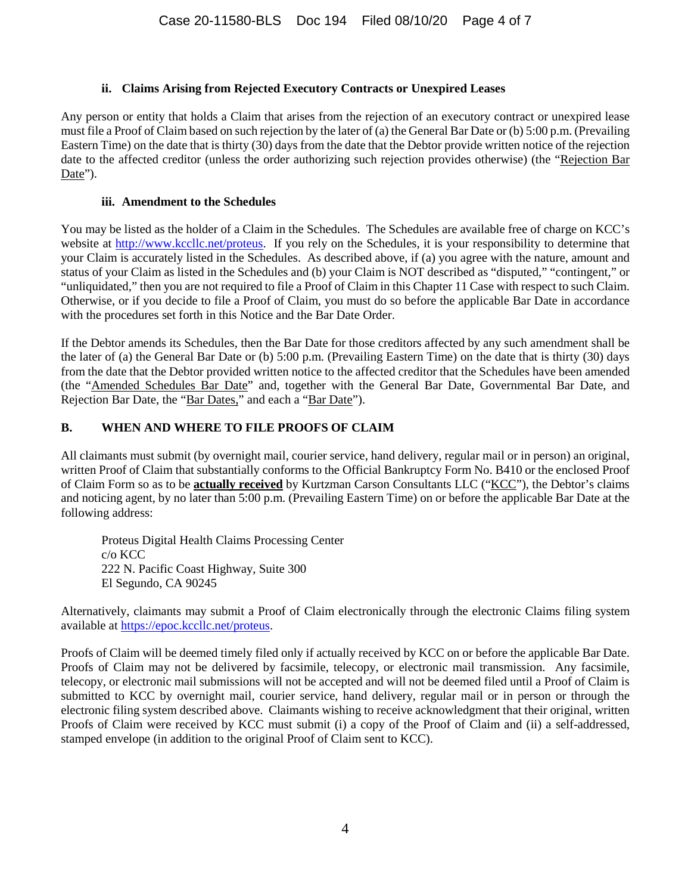#### ii. Claims Arising from Rejected Executory Contracts or Unexpired Leases

Any person or entity that holds a Claim that arises from the rejection of an executory contract or unexpired lease must file a Proof of Claim based on such rejection by the later of (a) the General Bar Date or (b) 5:00 p.m. (Prevailing Eastern Time) on the date that is thirty (30) days from the date that the Debtor provide written notice of the rejection date to the affected creditor (unless the order authorizing such rejection provides otherwise) (the "Rejection Bar Date").

#### iii. Amendment to the Schedules

You may be listed as the holder of a Claim in the Schedules. The Schedules are available free of charge on KCC's website at http://www.kccllc.net/proteus. If you rely on the Schedules, it is your responsibility to determine that your Claim is accurately listed in the Schedules. As described above, if (a) you agree with the nature, amount and status of your Claim as listed in the Schedules and (b) your Claim is NOT described as "disputed," "contingent," or "unliquidated," then you are not required to file a Proof of Claim in this Chapter 11 Case with respect to such Claim. Otherwise, or if you decide to file a Proof of Claim, you must do so before the applicable Bar Date in accordance with the procedures set forth in this Notice and the Bar Date Order.

If the Debtor amends its Schedules, then the Bar Date for those creditors affected by any such amendment shall be the later of (a) the General Bar Date or (b) 5:00 p.m. (Prevailing Eastern Time) on the date that is thirty (30) days from the date that the Debtor provided written notice to the affected creditor that the Schedules have been amended (the "Amended Schedules Bar Date" and, together with the General Bar Date, Governmental Bar Date, and Rejection Bar Date, the "Bar Dates," and each a "Bar Date").

### B. WHEN AND WHERE TO FILE PROOFS OF CLAIM

All claimants must submit (by overnight mail, courier service, hand delivery, regular mail or in person) an original, written Proof of Claim that substantially conforms to the Official Bankruptcy Form No. B410 or the enclosed Proof of Claim Form so as to be **actually received** by Kurtzman Carson Consultants LLC ("KCC"), the Debtor's claims and noticing agent, by no later than 5:00 p.m. (Prevailing Eastern Time) on or before the applicable Bar Date at the following address:

Proteus Digital Health Claims Processing Center
c/o KCC
222 N. Pacific Coast Highway, Suite 300
El Segundo, CA 90245

Alternatively, claimants may submit a Proof of Claim electronically through the electronic Claims filing system available at https://epoc.kccllc.net/proteus.

Proofs of Claim will be deemed timely filed only if actually received by KCC on or before the applicable Bar Date. Proofs of Claim may not be delivered by facsimile, telecopy, or electronic mail transmission. Any facsimile, telecopy, or electronic mail submissions will not be accepted and will not be deemed filed until a Proof of Claim is submitted to KCC by overnight mail, courier service, hand delivery, regular mail or in person or through the electronic filing system described above. Claimants wishing to receive acknowledgment that their original, written Proofs of Claim were received by KCC must submit (i) a copy of the Proof of Claim and (ii) a self-addressed, stamped envelope (in addition to the original Proof of Claim sent to KCC).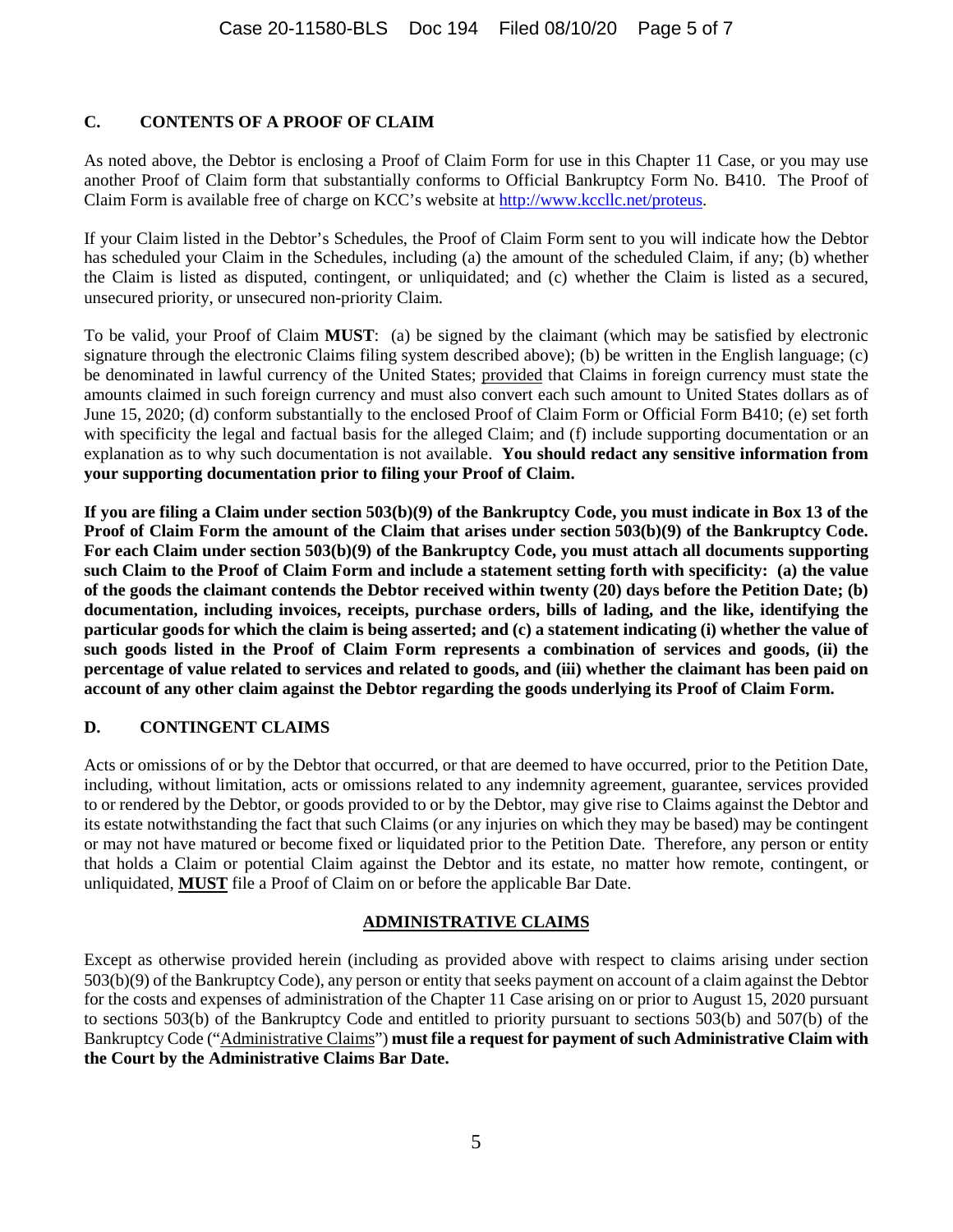## C. CONTENTS OF A PROOF OF CLAIM

As noted above, the Debtor is enclosing a Proof of Claim Form for use in this Chapter 11 Case, or you may use another Proof of Claim form that substantially conforms to Official Bankruptcy Form No. B410. The Proof of Claim Form is available free of charge on KCC's website at http://www.kccllc.net/proteus.

If your Claim listed in the Debtor's Schedules, the Proof of Claim Form sent to you will indicate how the Debtor has scheduled your Claim in the Schedules, including (a) the amount of the scheduled Claim, if any; (b) whether the Claim is listed as disputed, contingent, or unliquidated; and (c) whether the Claim is listed as a secured, unsecured priority, or unsecured non-priority Claim.

To be valid, your Proof of Claim **MUST**: (a) be signed by the claimant (which may be satisfied by electronic signature through the electronic Claims filing system described above); (b) be written in the English language; (c) be denominated in lawful currency of the United States; provided that Claims in foreign currency must state the amounts claimed in such foreign currency and must also convert each such amount to United States dollars as of June 15, 2020; (d) conform substantially to the enclosed Proof of Claim Form or Official Form B410; (e) set forth with specificity the legal and factual basis for the alleged Claim; and (f) include supporting documentation or an explanation as to why such documentation is not available. **You should redact any sensitive information from your supporting documentation prior to filing your Proof of Claim.**

**If you are filing a Claim under section 503(b)(9) of the Bankruptcy Code, you must indicate in Box 13 of the Proof of Claim Form the amount of the Claim that arises under section 503(b)(9) of the Bankruptcy Code. For each Claim under section 503(b)(9) of the Bankruptcy Code, you must attach all documents supporting such Claim to the Proof of Claim Form and include a statement setting forth with specificity: (a) the value of the goods the claimant contends the Debtor received within twenty (20) days before the Petition Date; (b) documentation, including invoices, receipts, purchase orders, bills of lading, and the like, identifying the particular goods for which the claim is being asserted; and (c) a statement indicating (i) whether the value of such goods listed in the Proof of Claim Form represents a combination of services and goods, (ii) the percentage of value related to services and related to goods, and (iii) whether the claimant has been paid on account of any other claim against the Debtor regarding the goods underlying its Proof of Claim Form.**

## D. CONTINGENT CLAIMS

Acts or omissions of or by the Debtor that occurred, or that are deemed to have occurred, prior to the Petition Date, including, without limitation, acts or omissions related to any indemnity agreement, guarantee, services provided to or rendered by the Debtor, or goods provided to or by the Debtor, may give rise to Claims against the Debtor and its estate notwithstanding the fact that such Claims (or any injuries on which they may be based) may be contingent or may not have matured or become fixed or liquidated prior to the Petition Date. Therefore, any person or entity that holds a Claim or potential Claim against the Debtor and its estate, no matter how remote, contingent, or unliquidated, **MUST** file a Proof of Claim on or before the applicable Bar Date.

## ADMINISTRATIVE CLAIMS

Except as otherwise provided herein (including as provided above with respect to claims arising under section 503(b)(9) of the Bankruptcy Code), any person or entity that seeks payment on account of a claim against the Debtor for the costs and expenses of administration of the Chapter 11 Case arising on or prior to August 15, 2020 pursuant to sections 503(b) of the Bankruptcy Code and entitled to priority pursuant to sections 503(b) and 507(b) of the Bankruptcy Code ("Administrative Claims") **must file a request for payment of such Administrative Claim with the Court by the Administrative Claims Bar Date.**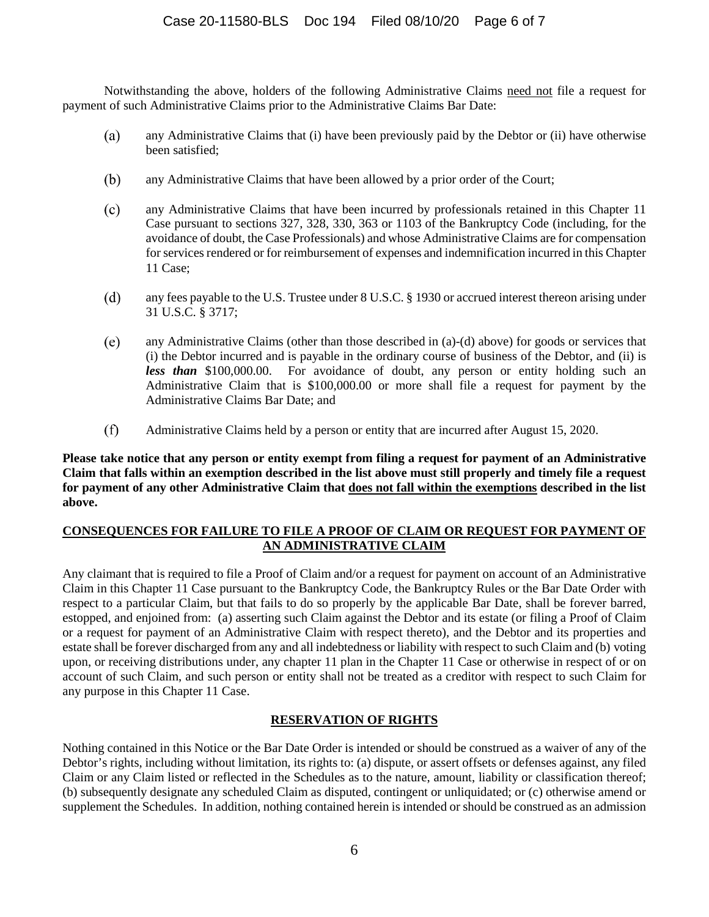Notwithstanding the above, holders of the following Administrative Claims need not file a request for payment of such Administrative Claims prior to the Administrative Claims Bar Date:

(a) any Administrative Claims that (i) have been previously paid by the Debtor or (ii) have otherwise been satisfied;

(b) any Administrative Claims that have been allowed by a prior order of the Court;

(c) any Administrative Claims that have been incurred by professionals retained in this Chapter 11 Case pursuant to sections 327, 328, 330, 363 or 1103 of the Bankruptcy Code (including, for the avoidance of doubt, the Case Professionals) and whose Administrative Claims are for compensation for services rendered or for reimbursement of expenses and indemnification incurred in this Chapter 11 Case;

(d) any fees payable to the U.S. Trustee under 8 U.S.C. § 1930 or accrued interest thereon arising under 31 U.S.C. § 3717;

(e) any Administrative Claims (other than those described in (a)-(d) above) for goods or services that (i) the Debtor incurred and is payable in the ordinary course of business of the Debtor, and (ii) is ***less than*** $100,000.00. For avoidance of doubt, any person or entity holding such an Administrative Claim that is $100,000.00 or more shall file a request for payment by the Administrative Claims Bar Date; and

(f) Administrative Claims held by a person or entity that are incurred after August 15, 2020.

**Please take notice that any person or entity exempt from filing a request for payment of an Administrative Claim that falls within an exemption described in the list above must still properly and timely file a request for payment of any other Administrative Claim that does not fall within the exemptions described in the list above.**

## CONSEQUENCES FOR FAILURE TO FILE A PROOF OF CLAIM OR REQUEST FOR PAYMENT OF AN ADMINISTRATIVE CLAIM

Any claimant that is required to file a Proof of Claim and/or a request for payment on account of an Administrative Claim in this Chapter 11 Case pursuant to the Bankruptcy Code, the Bankruptcy Rules or the Bar Date Order with respect to a particular Claim, but that fails to do so properly by the applicable Bar Date, shall be forever barred, estopped, and enjoined from: (a) asserting such Claim against the Debtor and its estate (or filing a Proof of Claim or a request for payment of an Administrative Claim with respect thereto), and the Debtor and its properties and estate shall be forever discharged from any and all indebtedness or liability with respect to such Claim and (b) voting upon, or receiving distributions under, any chapter 11 plan in the Chapter 11 Case or otherwise in respect of or on account of such Claim, and such person or entity shall not be treated as a creditor with respect to such Claim for any purpose in this Chapter 11 Case.

## RESERVATION OF RIGHTS

Nothing contained in this Notice or the Bar Date Order is intended or should be construed as a waiver of any of the Debtor's rights, including without limitation, its rights to: (a) dispute, or assert offsets or defenses against, any filed Claim or any Claim listed or reflected in the Schedules as to the nature, amount, liability or classification thereof; (b) subsequently designate any scheduled Claim as disputed, contingent or unliquidated; or (c) otherwise amend or supplement the Schedules. In addition, nothing contained herein is intended or should be construed as an admission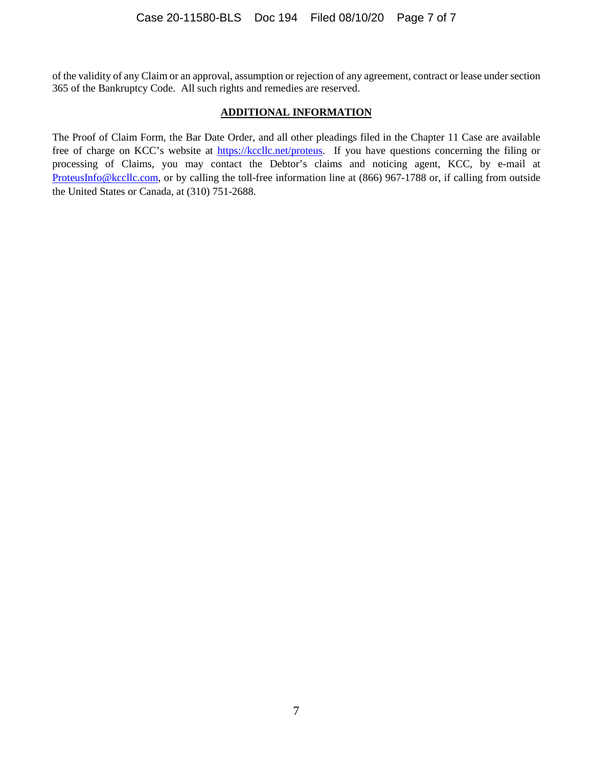of the validity of any Claim or an approval, assumption or rejection of any agreement, contract or lease under section 365 of the Bankruptcy Code. All such rights and remedies are reserved.

## ADDITIONAL INFORMATION

The Proof of Claim Form, the Bar Date Order, and all other pleadings filed in the Chapter 11 Case are available free of charge on KCC's website at https://kccllc.net/proteus. If you have questions concerning the filing or processing of Claims, you may contact the Debtor's claims and noticing agent, KCC, by e-mail at ProteusInfo@kccllc.com, or by calling the toll-free information line at (866) 967-1788 or, if calling from outside the United States or Canada, at (310) 751-2688.